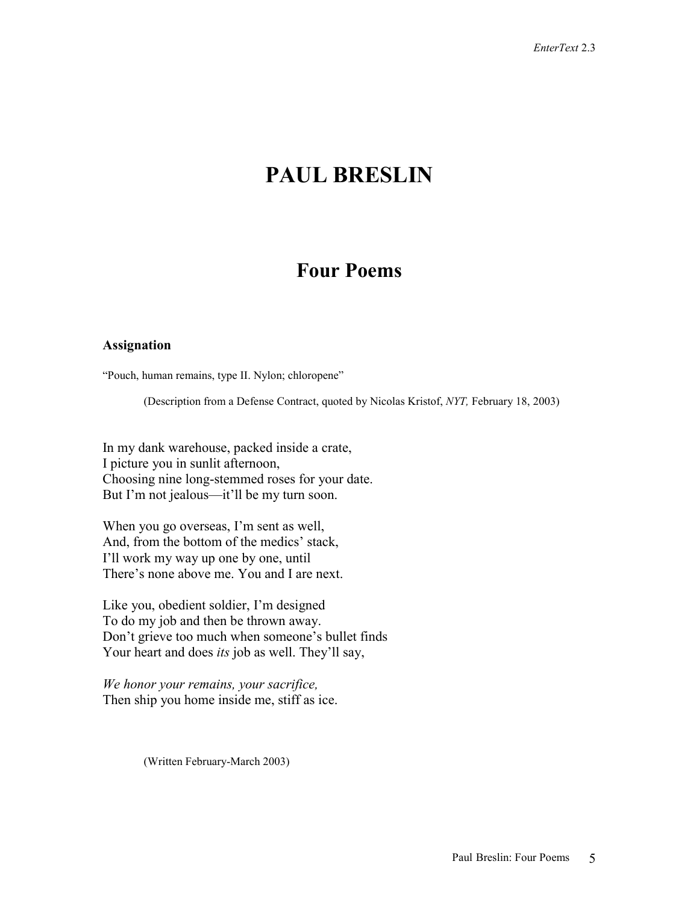# PAUL BRESLIN

## Four Poems

### Assignation

"Pouch, human remains, type II. Nylon; chloropene"

(Description from a Defense Contract, quoted by Nicolas Kristof, *NYT,* February 18, 2003)

In my dank warehouse, packed inside a crate,
I picture you in sunlit afternoon,
Choosing nine long-stemmed roses for your date.
But I'm not jealous—it'll be my turn soon.

When you go overseas, I'm sent as well,
And, from the bottom of the medics' stack,
I'll work my way up one by one, until
There's none above me. You and I are next.

Like you, obedient soldier, I'm designed
To do my job and then be thrown away.
Don't grieve too much when someone's bullet finds
Your heart and does *its* job as well. They'll say,

*We honor your remains, your sacrifice,*
Then ship you home inside me, stiff as ice.

(Written February-March 2003)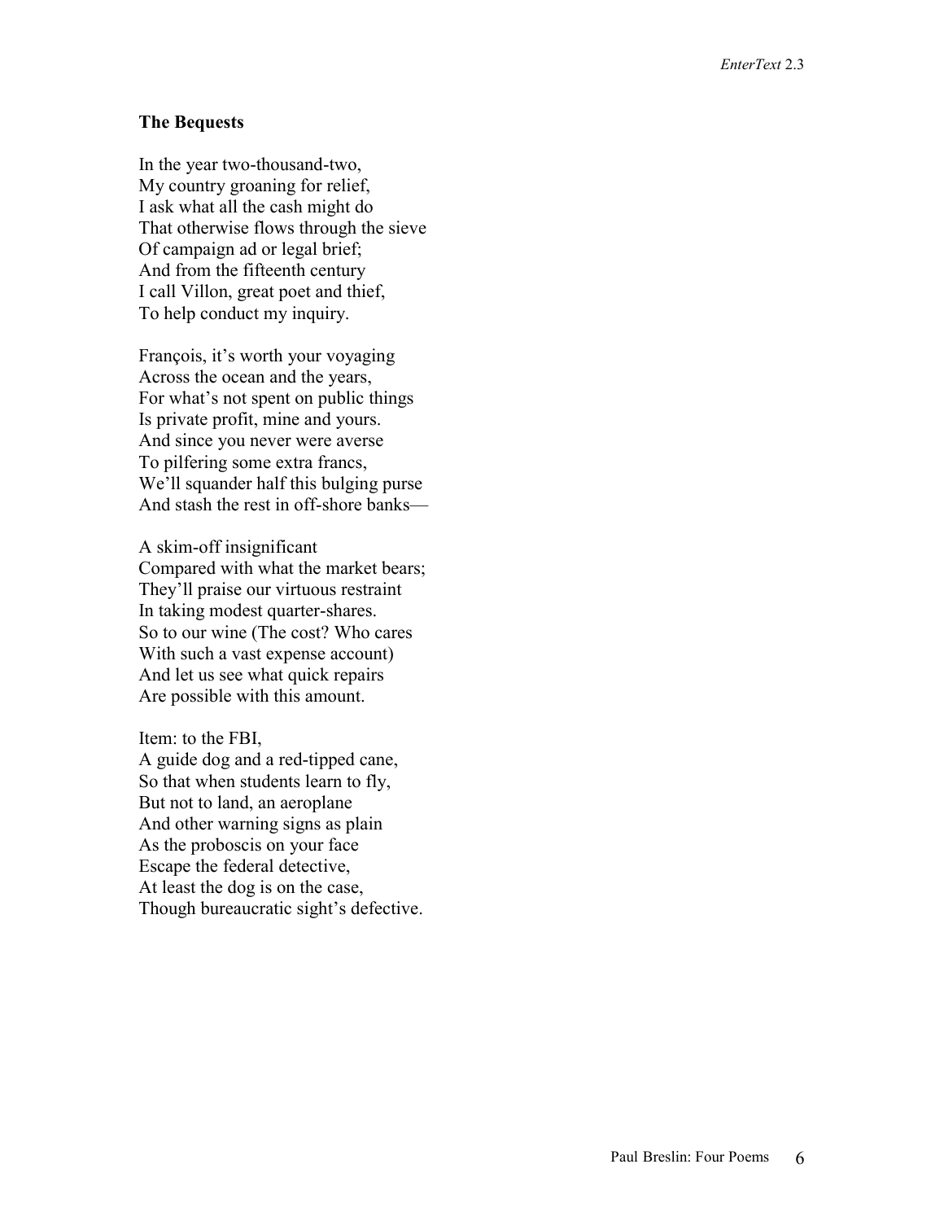### The Bequests

In the year two-thousand-two,  
My country groaning for relief,  
I ask what all the cash might do  
That otherwise flows through the sieve  
Of campaign ad or legal brief;  
And from the fifteenth century  
I call Villon, great poet and thief,  
To help conduct my inquiry.

François, it's worth your voyaging  
Across the ocean and the years,  
For what's not spent on public things  
Is private profit, mine and yours.  
And since you never were averse  
To pilfering some extra francs,  
We'll squander half this bulging purse  
And stash the rest in off-shore banks—

A skim-off insignificant  
Compared with what the market bears;  
They'll praise our virtuous restraint  
In taking modest quarter-shares.  
So to our wine (The cost? Who cares  
With such a vast expense account)  
And let us see what quick repairs  
Are possible with this amount.

Item: to the FBI,  
A guide dog and a red-tipped cane,  
So that when students learn to fly,  
But not to land, an aeroplane  
And other warning signs as plain  
As the proboscis on your face  
Escape the federal detective,  
At least the dog is on the case,  
Though bureaucratic sight's defective.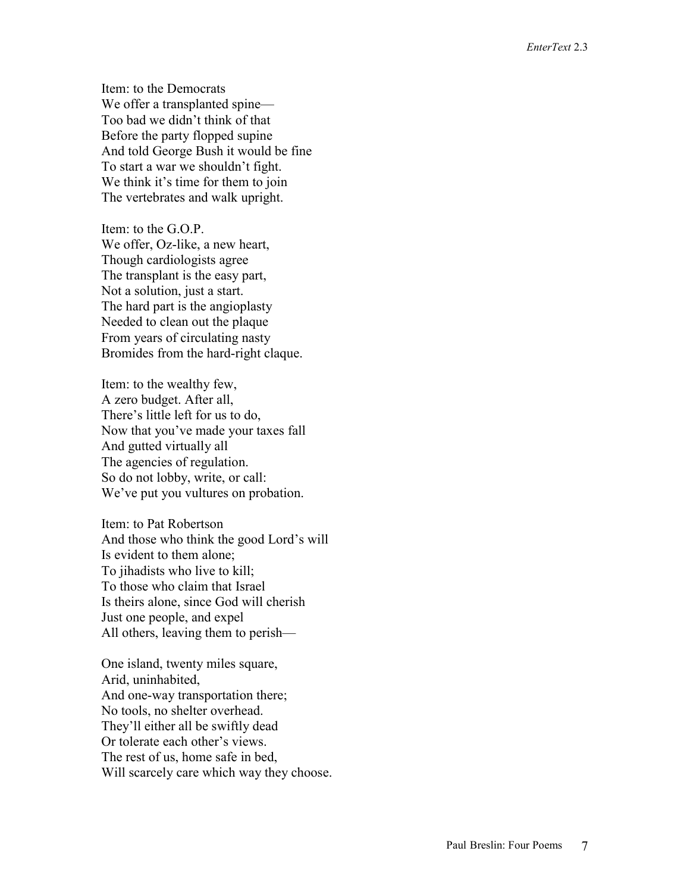Item: to the Democrats  
We offer a transplanted spine—  
Too bad we didn't think of that  
Before the party flopped supine  
And told George Bush it would be fine  
To start a war we shouldn't fight.  
We think it's time for them to join  
The vertebrates and walk upright.

Item: to the G.O.P.  
We offer, Oz-like, a new heart,  
Though cardiologists agree  
The transplant is the easy part,  
Not a solution, just a start.  
The hard part is the angioplasty  
Needed to clean out the plaque  
From years of circulating nasty  
Bromides from the hard-right claque.

Item: to the wealthy few,  
A zero budget. After all,  
There's little left for us to do,  
Now that you've made your taxes fall  
And gutted virtually all  
The agencies of regulation.  
So do not lobby, write, or call:  
We've put you vultures on probation.

Item: to Pat Robertson  
And those who think the good Lord's will  
Is evident to them alone;  
To jihadists who live to kill;  
To those who claim that Israel  
Is theirs alone, since God will cherish  
Just one people, and expel  
All others, leaving them to perish—

One island, twenty miles square,  
Arid, uninhabited,  
And one-way transportation there;  
No tools, no shelter overhead.  
They'll either all be swiftly dead  
Or tolerate each other's views.  
The rest of us, home safe in bed,  
Will scarcely care which way they choose.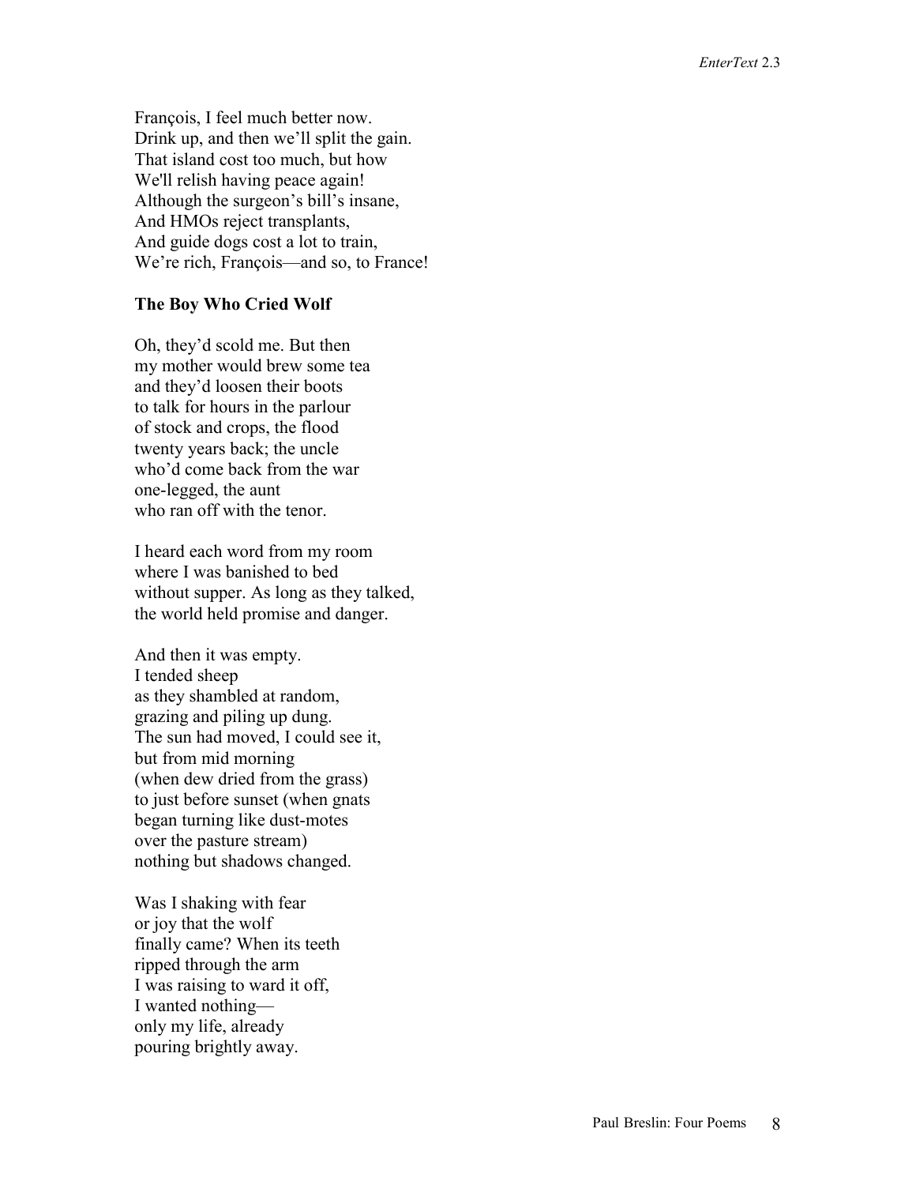François, I feel much better now.
Drink up, and then we'll split the gain.
That island cost too much, but how
We'll relish having peace again!
Although the surgeon's bill's insane,
And HMOs reject transplants,
And guide dogs cost a lot to train,
We're rich, François—and so, to France!

**The Boy Who Cried Wolf**

Oh, they'd scold me. But then
my mother would brew some tea
and they'd loosen their boots
to talk for hours in the parlour
of stock and crops, the flood
twenty years back; the uncle
who'd come back from the war
one-legged, the aunt
who ran off with the tenor.

I heard each word from my room
where I was banished to bed
without supper. As long as they talked,
the world held promise and danger.

And then it was empty.
I tended sheep
as they shambled at random,
grazing and piling up dung.
The sun had moved, I could see it,
but from mid morning
(when dew dried from the grass)
to just before sunset (when gnats
began turning like dust-motes
over the pasture stream)
nothing but shadows changed.

Was I shaking with fear
or joy that the wolf
finally came? When its teeth
ripped through the arm
I was raising to ward it off,
I wanted nothing—
only my life, already
pouring brightly away.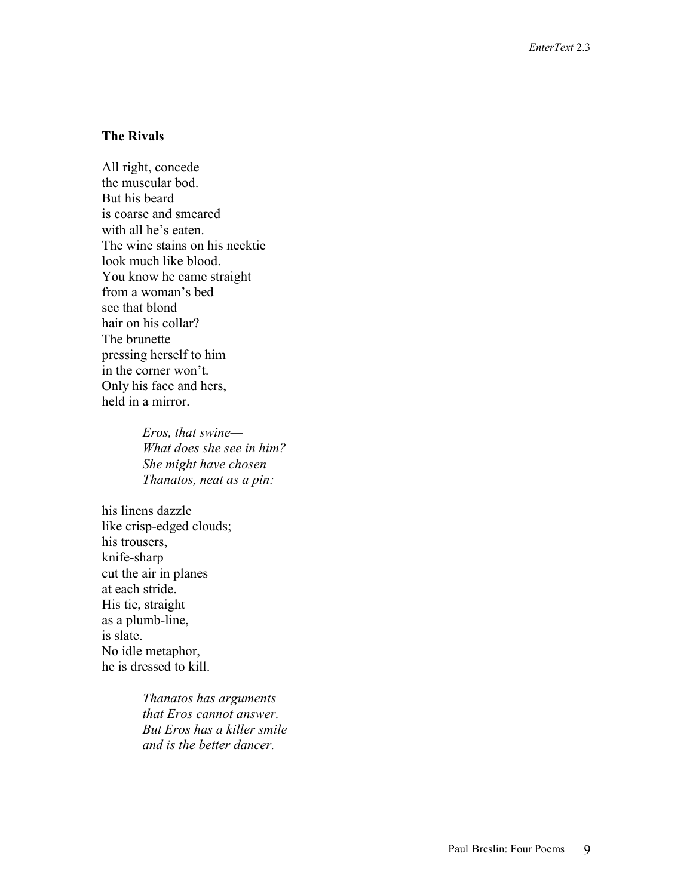**The Rivals**

All right, concede  
the muscular bod.  
But his beard  
is coarse and smeared  
with all he's eaten.  
The wine stains on his necktie  
look much like blood.  
You know he came straight  
from a woman's bed—  
see that blond  
hair on his collar?  
The brunette  
pressing herself to him  
in the corner won't.  
Only his face and hers,  
held in a mirror.

> *Eros, that swine—*  
> *What does she see in him?*  
> *She might have chosen*  
> *Thanatos, neat as a pin:*

his linens dazzle  
like crisp-edged clouds;  
his trousers,  
knife-sharp  
cut the air in planes  
at each stride.  
His tie, straight  
as a plumb-line,  
is slate.  
No idle metaphor,  
he is dressed to kill.

> *Thanatos has arguments*  
> *that Eros cannot answer.*  
> *But Eros has a killer smile*  
> *and is the better dancer.*